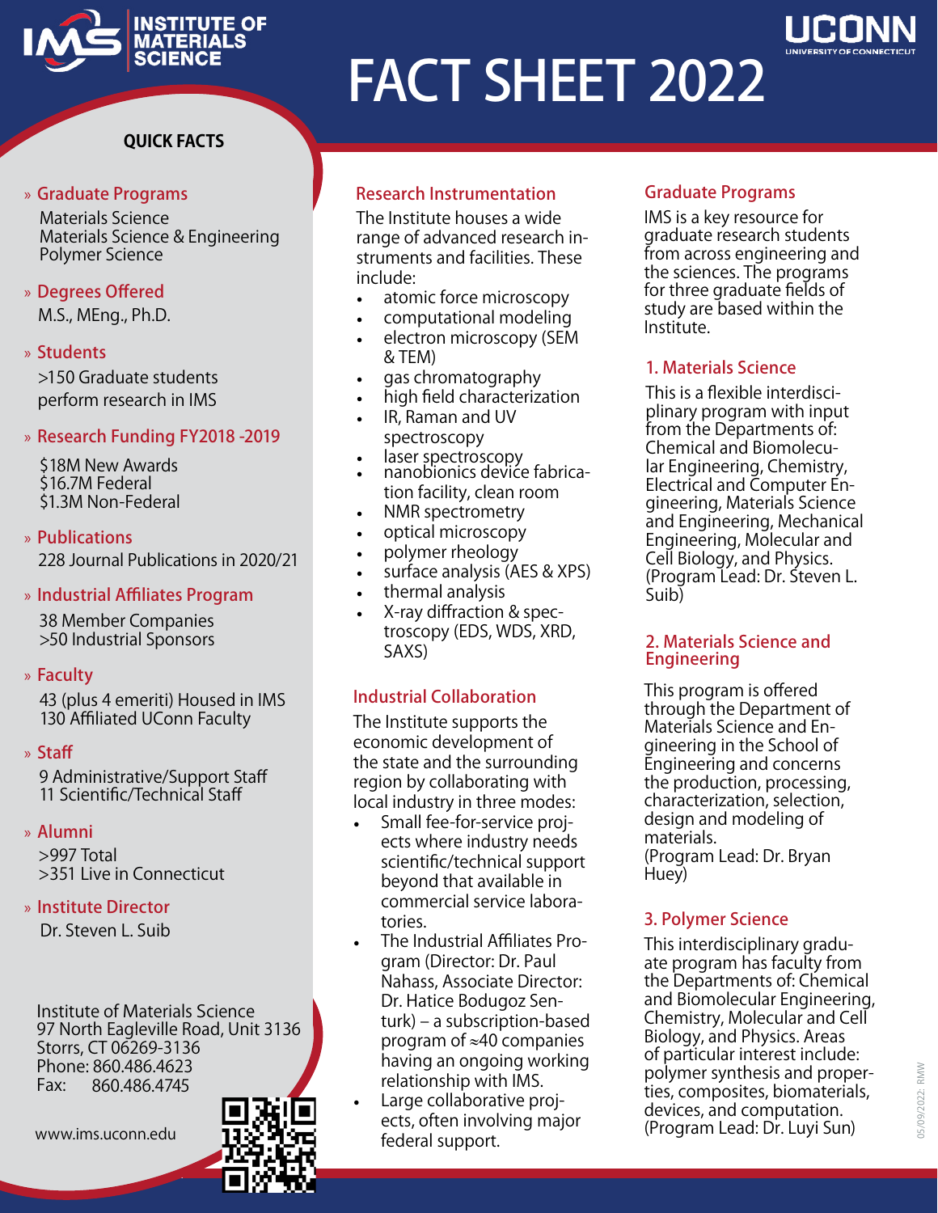# FACT SHEET 2022

INSTITUTE OF MATERIALS SCIENCE

UCONN UNIVERSITY OF CONNECTICUT

## QUICK FACTS

**» Graduate Programs**
Materials Science
Materials Science & Engineering
Polymer Science

**» Degrees Offered**
M.S., MEng., Ph.D.

**» Students**
>150 Graduate students perform research in IMS

**» Research Funding FY2018 -2019**
$18M New Awards
$16.7M Federal
$1.3M Non-Federal

**» Publications**
228 Journal Publications in 2020/21

**» Industrial Affiliates Program**
38 Member Companies
>50 Industrial Sponsors

**» Faculty**
43 (plus 4 emeriti) Housed in IMS
130 Affiliated UConn Faculty

**» Staff**
9 Administrative/Support Staff
11 Scientific/Technical Staff

**» Alumni**
>997 Total
>351 Live in Connecticut

**» Institute Director**
Dr. Steven L. Suib

Institute of Materials Science
97 North Eagleville Road, Unit 3136
Storrs, CT 06269-3136
Phone: 860.486.4623
Fax: 860.486.4745

www.ims.uconn.edu

## Research Instrumentation

The Institute houses a wide range of advanced research instruments and facilities. These include:

- atomic force microscopy
- computational modeling
- electron microscopy (SEM & TEM)
- gas chromatography
- high field characterization
- IR, Raman and UV spectroscopy
- laser spectroscopy
- nanobionics device fabrication facility, clean room
- NMR spectrometry
- optical microscopy
- polymer rheology
- surface analysis (AES & XPS)
- thermal analysis
- X-ray diffraction & spectroscopy (EDS, WDS, XRD, SAXS)

## Industrial Collaboration

The Institute supports the economic development of the state and the surrounding region by collaborating with local industry in three modes:

- Small fee-for-service projects where industry needs scientific/technical support beyond that available in commercial service laboratories.
- The Industrial Affiliates Program (Director: Dr. Paul Nahass, Associate Director: Dr. Hatice Bodugoz Senturk) – a subscription-based program of ≈40 companies having an ongoing working relationship with IMS.
- Large collaborative projects, often involving major federal support.

## Graduate Programs

IMS is a key resource for graduate research students from across engineering and the sciences. The programs for three graduate fields of study are based within the Institute.

### 1. Materials Science

This is a flexible interdisciplinary program with input from the Departments of: Chemical and Biomolecular Engineering, Chemistry, Electrical and Computer Engineering, Materials Science and Engineering, Mechanical Engineering, Molecular and Cell Biology, and Physics. (Program Lead: Dr. Steven L. Suib)

### 2. Materials Science and Engineering

This program is offered through the Department of Materials Science and Engineering in the School of Engineering and concerns the production, processing, characterization, selection, design and modeling of materials.
(Program Lead: Dr. Bryan Huey)

### 3. Polymer Science

This interdisciplinary graduate program has faculty from the Departments of: Chemical and Biomolecular Engineering, Chemistry, Molecular and Cell Biology, and Physics. Areas of particular interest include: polymer synthesis and properties, composites, biomaterials, devices, and computation.
(Program Lead: Dr. Luyi Sun)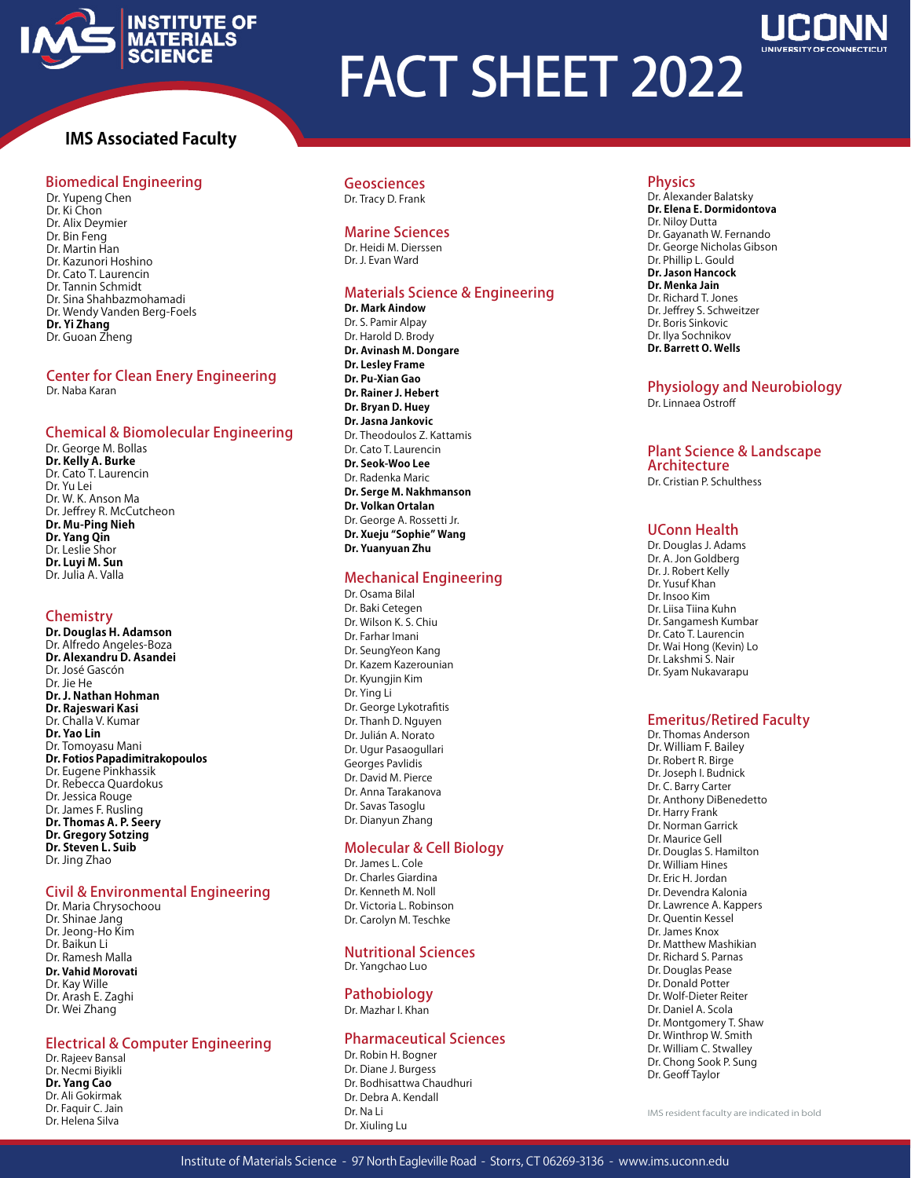# FACT SHEET 2022

INSTITUTE OF MATERIALS SCIENCE

UCONN UNIVERSITY OF CONNECTICUT

## IMS Associated Faculty

### Biomedical Engineering
Dr. Yupeng Chen
Dr. Ki Chon
Dr. Alix Deymier
Dr. Bin Feng
Dr. Martin Han
Dr. Kazunori Hoshino
Dr. Cato T. Laurencin
Dr. Tannin Schmidt
Dr. Sina Shahbazmohamadi
Dr. Wendy Vanden Berg-Foels
**Dr. Yi Zhang**
Dr. Guoan Zheng

### Center for Clean Enery Engineering
Dr. Naba Karan

### Chemical & Biomolecular Engineering
Dr. George M. Bollas
**Dr. Kelly A. Burke**
Dr. Cato T. Laurencin
Dr. Yu Lei
Dr. W. K. Anson Ma
Dr. Jeffrey R. McCutcheon
**Dr. Mu-Ping Nieh**
**Dr. Yang Qin**
Dr. Leslie Shor
**Dr. Luyi M. Sun**
Dr. Julia A. Valla

### Chemistry
**Dr. Douglas H. Adamson**
Dr. Alfredo Angeles-Boza
**Dr. Alexandru D. Asandei**
Dr. José Gascón
Dr. Jie He
**Dr. J. Nathan Hohman**
**Dr. Rajeswari Kasi**
Dr. Challa V. Kumar
**Dr. Yao Lin**
Dr. Tomoyasu Mani
**Dr. Fotios Papadimitrakopoulos**
Dr. Eugene Pinkhassik
Dr. Rebecca Quardokus
Dr. Jessica Rouge
Dr. James F. Rusling
**Dr. Thomas A. P. Seery**
**Dr. Gregory Sotzing**
**Dr. Steven L. Suib**
Dr. Jing Zhao

### Civil & Environmental Engineering
Dr. Maria Chrysochoou
Dr. Shinae Jang
Dr. Jeong-Ho Kim
Dr. Baikun Li
Dr. Ramesh Malla
**Dr. Vahid Morovati**
Dr. Kay Wille
Dr. Arash E. Zaghi
Dr. Wei Zhang

### Electrical & Computer Engineering
Dr. Rajeev Bansal
Dr. Necmi Biyikli
**Dr. Yang Cao**
Dr. Ali Gokirmak
Dr. Faquir C. Jain
Dr. Helena Silva

### Geosciences
Dr. Tracy D. Frank

### Marine Sciences
Dr. Heidi M. Dierssen
Dr. J. Evan Ward

### Materials Science & Engineering
**Dr. Mark Aindow**
Dr. S. Pamir Alpay
Dr. Harold D. Brody
**Dr. Avinash M. Dongare**
**Dr. Lesley Frame**
**Dr. Pu-Xian Gao**
**Dr. Rainer J. Hebert**
**Dr. Bryan D. Huey**
**Dr. Jasna Jankovic**
Dr. Theodoulos Z. Kattamis
Dr. Cato T. Laurencin
**Dr. Seok-Woo Lee**
Dr. Radenka Maric
**Dr. Serge M. Nakhmanson**
**Dr. Volkan Ortalan**
Dr. George A. Rossetti Jr.
**Dr. Xueju "Sophie" Wang**
**Dr. Yuanyuan Zhu**

### Mechanical Engineering
Dr. Osama Bilal
Dr. Baki Cetegen
Dr. Wilson K. S. Chiu
Dr. Farhar Imani
Dr. SeungYeon Kang
Dr. Kazem Kazerounian
Dr. Kyungjin Kim
Dr. Ying Li
Dr. George Lykotrafitis
Dr. Thanh D. Nguyen
Dr. Julián A. Norato
Dr. Ugur Pasaogullari
Georges Pavlidis
Dr. David M. Pierce
Dr. Anna Tarakanova
Dr. Savas Tasoglu
Dr. Dianyun Zhang

### Molecular & Cell Biology
Dr. James L. Cole
Dr. Charles Giardina
Dr. Kenneth M. Noll
Dr. Victoria L. Robinson
Dr. Carolyn M. Teschke

### Nutritional Sciences
Dr. Yangchao Luo

### Pathobiology
Dr. Mazhar I. Khan

### Pharmaceutical Sciences
Dr. Robin H. Bogner
Dr. Diane J. Burgess
Dr. Bodhisattwa Chaudhuri
Dr. Debra A. Kendall
Dr. Na Li
Dr. Xiuling Lu

### Physics
Dr. Alexander Balatsky
**Dr. Elena E. Dormidontova**
Dr. Niloy Dutta
Dr. Gayanath W. Fernando
Dr. George Nicholas Gibson
Dr. Phillip L. Gould
**Dr. Jason Hancock**
**Dr. Menka Jain**
Dr. Richard T. Jones
Dr. Jeffrey S. Schweitzer
Dr. Boris Sinkovic
Dr. Ilya Sochnikov
**Dr. Barrett O. Wells**

### Physiology and Neurobiology
Dr. Linnaea Ostroff

### Plant Science & Landscape Architecture
Dr. Cristian P. Schulthess

### UConn Health
Dr. Douglas J. Adams
Dr. A. Jon Goldberg
Dr. J. Robert Kelly
Dr. Yusuf Khan
Dr. Insoo Kim
Dr. Liisa Tiina Kuhn
Dr. Sangamesh Kumbar
Dr. Cato T. Laurencin
Dr. Wai Hong (Kevin) Lo
Dr. Lakshmi S. Nair
Dr. Syam Nukavarapu

### Emeritus/Retired Faculty
Dr. Thomas Anderson
Dr. William F. Bailey
Dr. Robert R. Birge
Dr. Joseph I. Budnick
Dr. C. Barry Carter
Dr. Anthony DiBenedetto
Dr. Harry Frank
Dr. Norman Garrick
Dr. Maurice Gell
Dr. Douglas S. Hamilton
Dr. William Hines
Dr. Eric H. Jordan
Dr. Devendra Kalonia
Dr. Lawrence A. Kappers
Dr. Quentin Kessel
Dr. James Knox
Dr. Matthew Mashikian
Dr. Richard S. Parnas
Dr. Douglas Pease
Dr. Donald Potter
Dr. Wolf-Dieter Reiter
Dr. Daniel A. Scola
Dr. Montgomery T. Shaw
Dr. Winthrop W. Smith
Dr. William C. Stwalley
Dr. Chong Sook P. Sung
Dr. Geoff Taylor

IMS resident faculty are indicated in bold

Institute of Materials Science - 97 North Eagleville Road - Storrs, CT 06269-3136 - www.ims.uconn.edu